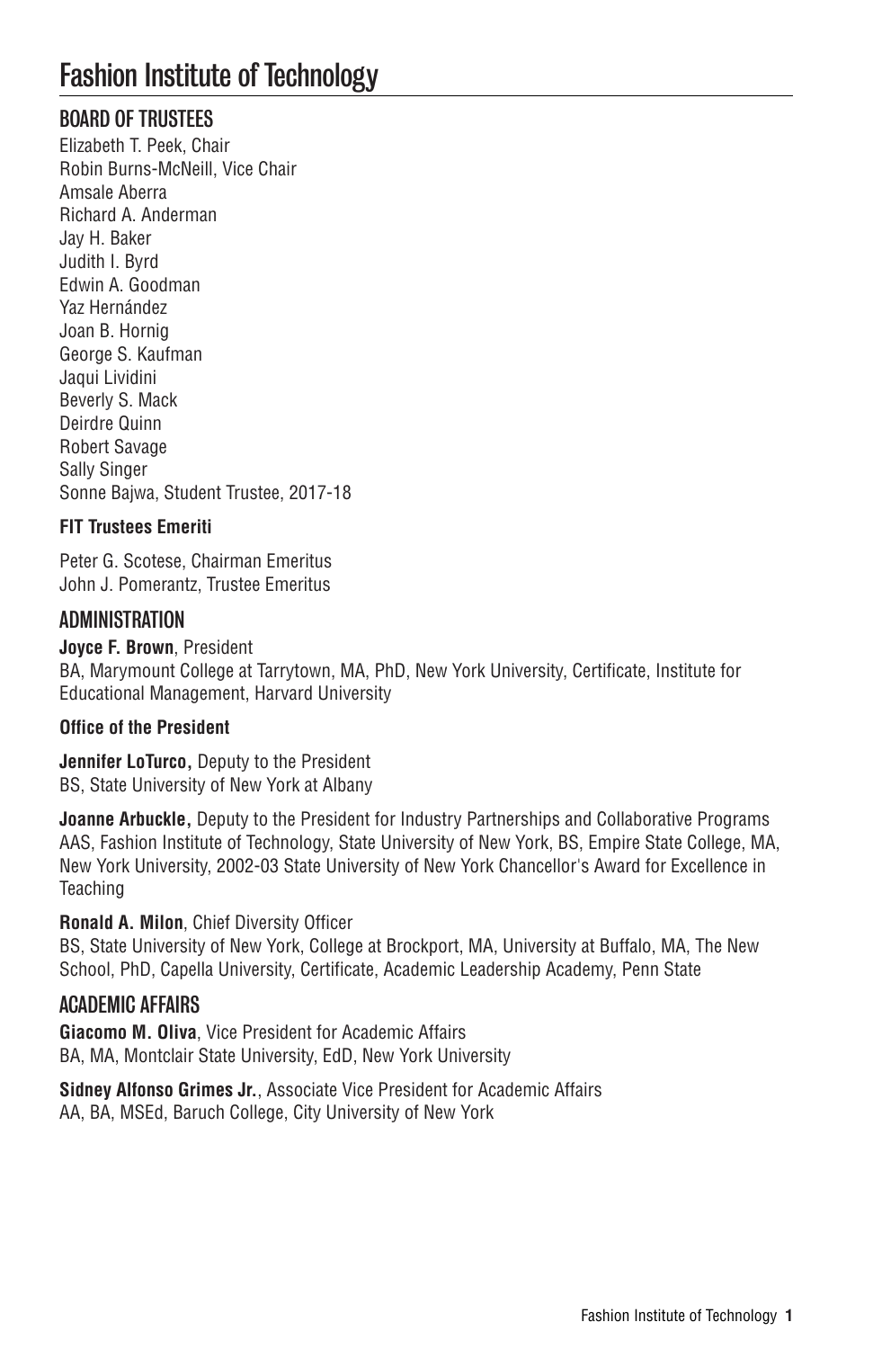# Fashion Institute of Technology

## BOARD OF TRUSTEES

Elizabeth T. Peek, Chair
Robin Burns-McNeill, Vice Chair
Amsale Aberra
Richard A. Anderman
Jay H. Baker
Judith I. Byrd
Edwin A. Goodman
Yaz Hernández
Joan B. Hornig
George S. Kaufman
Jaqui Lividini
Beverly S. Mack
Deirdre Quinn
Robert Savage
Sally Singer
Sonne Bajwa, Student Trustee, 2017-18

### FIT Trustees Emeriti

Peter G. Scotese, Chairman Emeritus
John J. Pomerantz, Trustee Emeritus

## ADMINISTRATION

**Joyce F. Brown**, President
BA, Marymount College at Tarrytown, MA, PhD, New York University, Certificate, Institute for Educational Management, Harvard University

### Office of the President

**Jennifer LoTurco,** Deputy to the President
BS, State University of New York at Albany

**Joanne Arbuckle,** Deputy to the President for Industry Partnerships and Collaborative Programs
AAS, Fashion Institute of Technology, State University of New York, BS, Empire State College, MA, New York University, 2002-03 State University of New York Chancellor's Award for Excellence in Teaching

**Ronald A. Milon**, Chief Diversity Officer
BS, State University of New York, College at Brockport, MA, University at Buffalo, MA, The New School, PhD, Capella University, Certificate, Academic Leadership Academy, Penn State

## ACADEMIC AFFAIRS

**Giacomo M. Oliva**, Vice President for Academic Affairs
BA, MA, Montclair State University, EdD, New York University

**Sidney Alfonso Grimes Jr.**, Associate Vice President for Academic Affairs
AA, BA, MSEd, Baruch College, City University of New York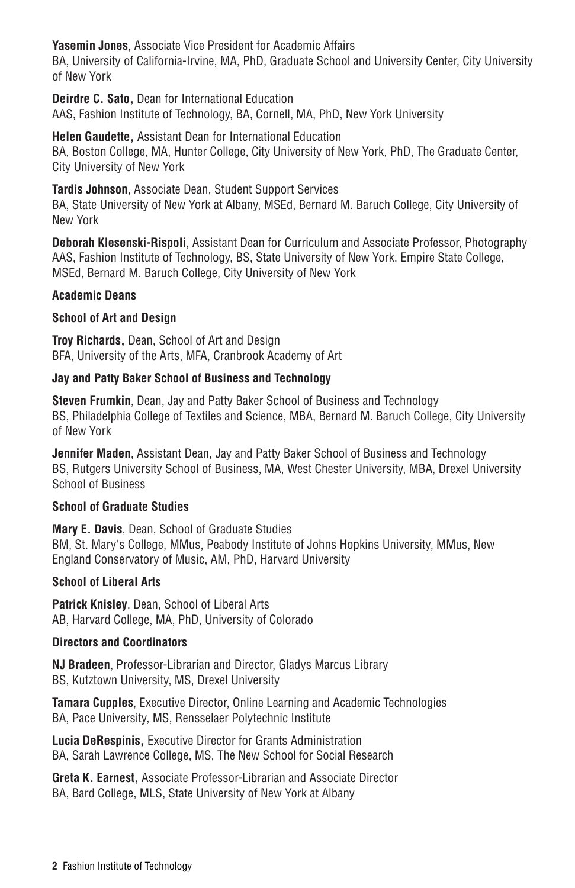**Yasemin Jones**, Associate Vice President for Academic Affairs
BA, University of California-Irvine, MA, PhD, Graduate School and University Center, City University of New York

**Deirdre C. Sato,** Dean for International Education
AAS, Fashion Institute of Technology, BA, Cornell, MA, PhD, New York University

**Helen Gaudette,** Assistant Dean for International Education
BA, Boston College, MA, Hunter College, City University of New York, PhD, The Graduate Center, City University of New York

**Tardis Johnson**, Associate Dean, Student Support Services
BA, State University of New York at Albany, MSEd, Bernard M. Baruch College, City University of New York

**Deborah Klesenski-Rispoli**, Assistant Dean for Curriculum and Associate Professor, Photography
AAS, Fashion Institute of Technology, BS, State University of New York, Empire State College, MSEd, Bernard M. Baruch College, City University of New York

## Academic Deans

### School of Art and Design

**Troy Richards,** Dean, School of Art and Design
BFA, University of the Arts, MFA, Cranbrook Academy of Art

### Jay and Patty Baker School of Business and Technology

**Steven Frumkin**, Dean, Jay and Patty Baker School of Business and Technology
BS, Philadelphia College of Textiles and Science, MBA, Bernard M. Baruch College, City University of New York

**Jennifer Maden**, Assistant Dean, Jay and Patty Baker School of Business and Technology
BS, Rutgers University School of Business, MA, West Chester University, MBA, Drexel University School of Business

### School of Graduate Studies

**Mary E. Davis**, Dean, School of Graduate Studies
BM, St. Mary's College, MMus, Peabody Institute of Johns Hopkins University, MMus, New England Conservatory of Music, AM, PhD, Harvard University

### School of Liberal Arts

**Patrick Knisley**, Dean, School of Liberal Arts
AB, Harvard College, MA, PhD, University of Colorado

## Directors and Coordinators

**NJ Bradeen**, Professor-Librarian and Director, Gladys Marcus Library
BS, Kutztown University, MS, Drexel University

**Tamara Cupples**, Executive Director, Online Learning and Academic Technologies
BA, Pace University, MS, Rensselaer Polytechnic Institute

**Lucia DeRespinis,** Executive Director for Grants Administration
BA, Sarah Lawrence College, MS, The New School for Social Research

**Greta K. Earnest,** Associate Professor-Librarian and Associate Director
BA, Bard College, MLS, State University of New York at Albany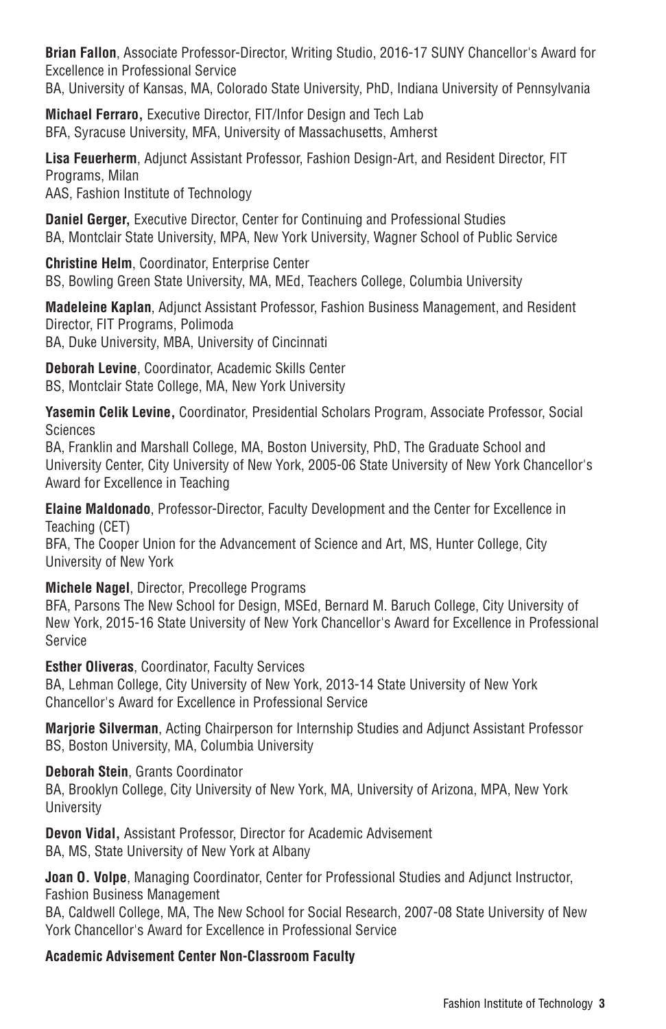**Brian Fallon**, Associate Professor-Director, Writing Studio, 2016-17 SUNY Chancellor's Award for Excellence in Professional Service
BA, University of Kansas, MA, Colorado State University, PhD, Indiana University of Pennsylvania

**Michael Ferraro,** Executive Director, FIT/Infor Design and Tech Lab
BFA, Syracuse University, MFA, University of Massachusetts, Amherst

**Lisa Feuerherm**, Adjunct Assistant Professor, Fashion Design-Art, and Resident Director, FIT Programs, Milan
AAS, Fashion Institute of Technology

**Daniel Gerger,** Executive Director, Center for Continuing and Professional Studies
BA, Montclair State University, MPA, New York University, Wagner School of Public Service

**Christine Helm**, Coordinator, Enterprise Center
BS, Bowling Green State University, MA, MEd, Teachers College, Columbia University

**Madeleine Kaplan**, Adjunct Assistant Professor, Fashion Business Management, and Resident Director, FIT Programs, Polimoda
BA, Duke University, MBA, University of Cincinnati

**Deborah Levine**, Coordinator, Academic Skills Center
BS, Montclair State College, MA, New York University

**Yasemin Celik Levine,** Coordinator, Presidential Scholars Program, Associate Professor, Social Sciences
BA, Franklin and Marshall College, MA, Boston University, PhD, The Graduate School and University Center, City University of New York, 2005-06 State University of New York Chancellor's Award for Excellence in Teaching

**Elaine Maldonado**, Professor-Director, Faculty Development and the Center for Excellence in Teaching (CET)
BFA, The Cooper Union for the Advancement of Science and Art, MS, Hunter College, City University of New York

**Michele Nagel**, Director, Precollege Programs
BFA, Parsons The New School for Design, MSEd, Bernard M. Baruch College, City University of New York, 2015-16 State University of New York Chancellor's Award for Excellence in Professional Service

**Esther Oliveras**, Coordinator, Faculty Services
BA, Lehman College, City University of New York, 2013-14 State University of New York Chancellor's Award for Excellence in Professional Service

**Marjorie Silverman**, Acting Chairperson for Internship Studies and Adjunct Assistant Professor
BS, Boston University, MA, Columbia University

**Deborah Stein**, Grants Coordinator
BA, Brooklyn College, City University of New York, MA, University of Arizona, MPA, New York University

**Devon Vidal,** Assistant Professor, Director for Academic Advisement
BA, MS, State University of New York at Albany

**Joan O. Volpe**, Managing Coordinator, Center for Professional Studies and Adjunct Instructor, Fashion Business Management
BA, Caldwell College, MA, The New School for Social Research, 2007-08 State University of New York Chancellor's Award for Excellence in Professional Service

**Academic Advisement Center Non-Classroom Faculty**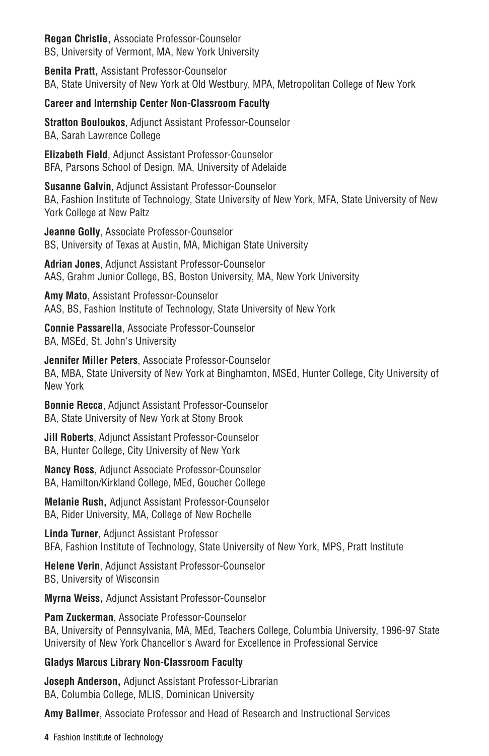**Regan Christie,** Associate Professor-Counselor
BS, University of Vermont, MA, New York University

**Benita Pratt,** Assistant Professor-Counselor
BA, State University of New York at Old Westbury, MPA, Metropolitan College of New York

### Career and Internship Center Non-Classroom Faculty

**Stratton Bouloukos**, Adjunct Assistant Professor-Counselor
BA, Sarah Lawrence College

**Elizabeth Field**, Adjunct Assistant Professor-Counselor
BFA, Parsons School of Design, MA, University of Adelaide

**Susanne Galvin**, Adjunct Assistant Professor-Counselor
BA, Fashion Institute of Technology, State University of New York, MFA, State University of New York College at New Paltz

**Jeanne Golly**, Associate Professor-Counselor
BS, University of Texas at Austin, MA, Michigan State University

**Adrian Jones**, Adjunct Assistant Professor-Counselor
AAS, Grahm Junior College, BS, Boston University, MA, New York University

**Amy Mato**, Assistant Professor-Counselor
AAS, BS, Fashion Institute of Technology, State University of New York

**Connie Passarella**, Associate Professor-Counselor
BA, MSEd, St. John's University

**Jennifer Miller Peters**, Associate Professor-Counselor
BA, MBA, State University of New York at Binghamton, MSEd, Hunter College, City University of New York

**Bonnie Recca**, Adjunct Assistant Professor-Counselor
BA, State University of New York at Stony Brook

**Jill Roberts**, Adjunct Assistant Professor-Counselor
BA, Hunter College, City University of New York

**Nancy Ross**, Adjunct Associate Professor-Counselor
BA, Hamilton/Kirkland College, MEd, Goucher College

**Melanie Rush,** Adjunct Assistant Professor-Counselor
BA, Rider University, MA, College of New Rochelle

**Linda Turner**, Adjunct Assistant Professor
BFA, Fashion Institute of Technology, State University of New York, MPS, Pratt Institute

**Helene Verin**, Adjunct Assistant Professor-Counselor
BS, University of Wisconsin

**Myrna Weiss,** Adjunct Assistant Professor-Counselor

**Pam Zuckerman**, Associate Professor-Counselor
BA, University of Pennsylvania, MA, MEd, Teachers College, Columbia University, 1996-97 State University of New York Chancellor's Award for Excellence in Professional Service

### Gladys Marcus Library Non-Classroom Faculty

**Joseph Anderson,** Adjunct Assistant Professor-Librarian
BA, Columbia College, MLIS, Dominican University

**Amy Ballmer**, Associate Professor and Head of Research and Instructional Services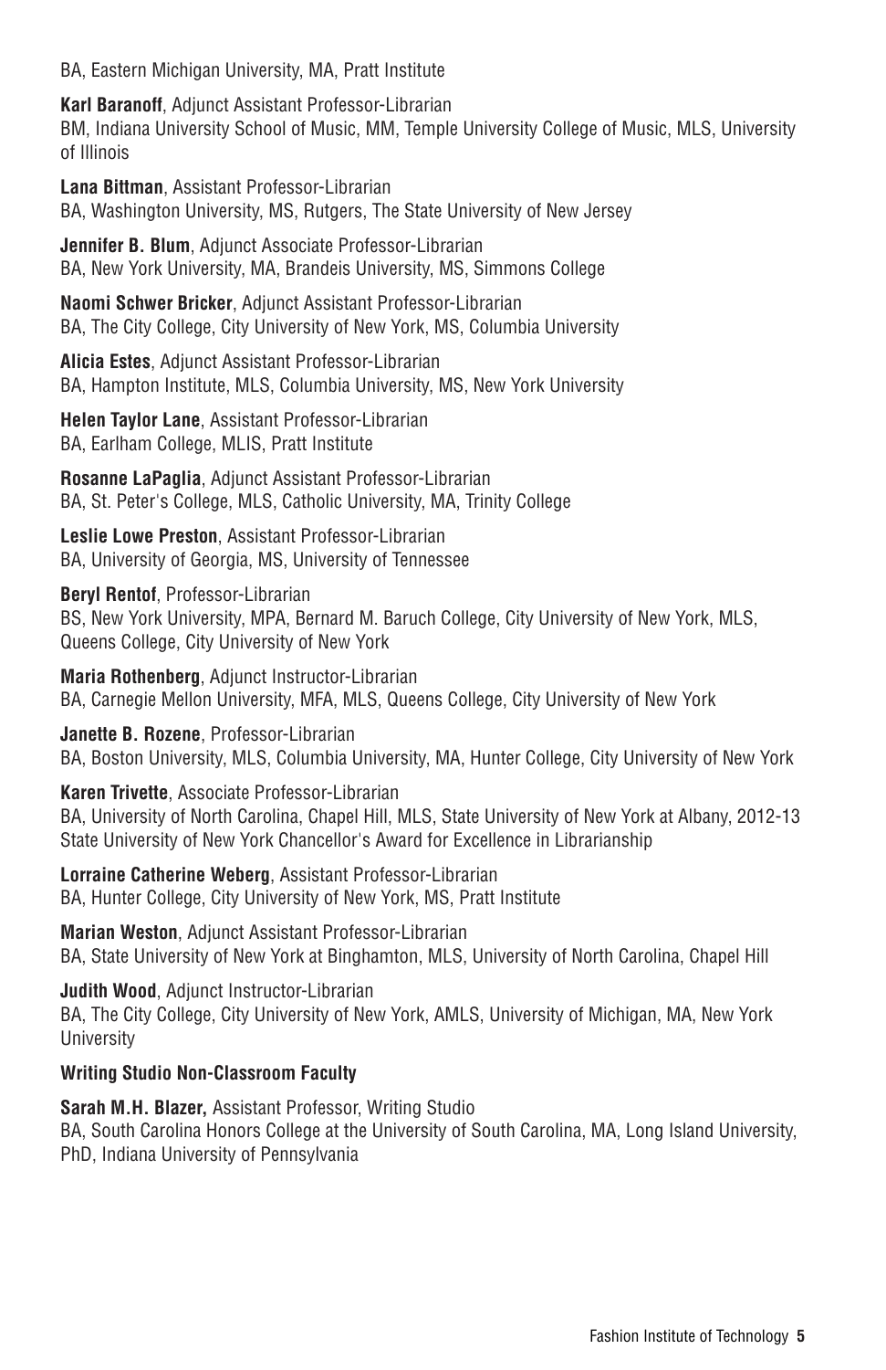BA, Eastern Michigan University, MA, Pratt Institute

**Karl Baranoff**, Adjunct Assistant Professor-Librarian
BM, Indiana University School of Music, MM, Temple University College of Music, MLS, University of Illinois

**Lana Bittman**, Assistant Professor-Librarian
BA, Washington University, MS, Rutgers, The State University of New Jersey

**Jennifer B. Blum**, Adjunct Associate Professor-Librarian
BA, New York University, MA, Brandeis University, MS, Simmons College

**Naomi Schwer Bricker**, Adjunct Assistant Professor-Librarian
BA, The City College, City University of New York, MS, Columbia University

**Alicia Estes**, Adjunct Assistant Professor-Librarian
BA, Hampton Institute, MLS, Columbia University, MS, New York University

**Helen Taylor Lane**, Assistant Professor-Librarian
BA, Earlham College, MLIS, Pratt Institute

**Rosanne LaPaglia**, Adjunct Assistant Professor-Librarian
BA, St. Peter's College, MLS, Catholic University, MA, Trinity College

**Leslie Lowe Preston**, Assistant Professor-Librarian
BA, University of Georgia, MS, University of Tennessee

**Beryl Rentof**, Professor-Librarian
BS, New York University, MPA, Bernard M. Baruch College, City University of New York, MLS, Queens College, City University of New York

**Maria Rothenberg**, Adjunct Instructor-Librarian
BA, Carnegie Mellon University, MFA, MLS, Queens College, City University of New York

**Janette B. Rozene**, Professor-Librarian
BA, Boston University, MLS, Columbia University, MA, Hunter College, City University of New York

**Karen Trivette**, Associate Professor-Librarian
BA, University of North Carolina, Chapel Hill, MLS, State University of New York at Albany, 2012-13 State University of New York Chancellor's Award for Excellence in Librarianship

**Lorraine Catherine Weberg**, Assistant Professor-Librarian
BA, Hunter College, City University of New York, MS, Pratt Institute

**Marian Weston**, Adjunct Assistant Professor-Librarian
BA, State University of New York at Binghamton, MLS, University of North Carolina, Chapel Hill

**Judith Wood**, Adjunct Instructor-Librarian
BA, The City College, City University of New York, AMLS, University of Michigan, MA, New York University

**Writing Studio Non-Classroom Faculty**

**Sarah M.H. Blazer,** Assistant Professor, Writing Studio
BA, South Carolina Honors College at the University of South Carolina, MA, Long Island University, PhD, Indiana University of Pennsylvania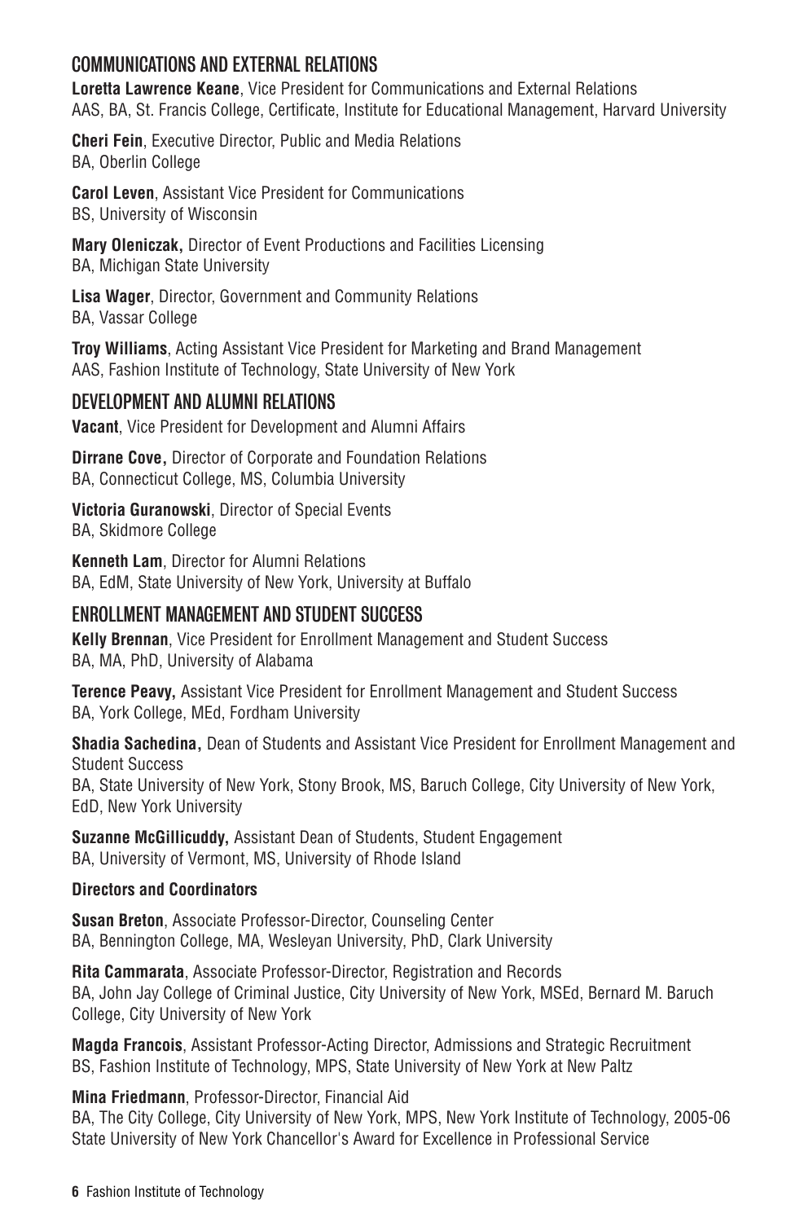## COMMUNICATIONS AND EXTERNAL RELATIONS

**Loretta Lawrence Keane**, Vice President for Communications and External Relations
AAS, BA, St. Francis College, Certificate, Institute for Educational Management, Harvard University

**Cheri Fein**, Executive Director, Public and Media Relations
BA, Oberlin College

**Carol Leven**, Assistant Vice President for Communications
BS, University of Wisconsin

**Mary Oleniczak,** Director of Event Productions and Facilities Licensing
BA, Michigan State University

**Lisa Wager**, Director, Government and Community Relations
BA, Vassar College

**Troy Williams**, Acting Assistant Vice President for Marketing and Brand Management
AAS, Fashion Institute of Technology, State University of New York

## DEVELOPMENT AND ALUMNI RELATIONS

**Vacant**, Vice President for Development and Alumni Affairs

**Dirrane Cove,** Director of Corporate and Foundation Relations
BA, Connecticut College, MS, Columbia University

**Victoria Guranowski**, Director of Special Events
BA, Skidmore College

**Kenneth Lam**, Director for Alumni Relations
BA, EdM, State University of New York, University at Buffalo

## ENROLLMENT MANAGEMENT AND STUDENT SUCCESS

**Kelly Brennan**, Vice President for Enrollment Management and Student Success
BA, MA, PhD, University of Alabama

**Terence Peavy,** Assistant Vice President for Enrollment Management and Student Success
BA, York College, MEd, Fordham University

**Shadia Sachedina,** Dean of Students and Assistant Vice President for Enrollment Management and Student Success
BA, State University of New York, Stony Brook, MS, Baruch College, City University of New York, EdD, New York University

**Suzanne McGillicuddy,** Assistant Dean of Students, Student Engagement
BA, University of Vermont, MS, University of Rhode Island

### Directors and Coordinators

**Susan Breton**, Associate Professor-Director, Counseling Center
BA, Bennington College, MA, Wesleyan University, PhD, Clark University

**Rita Cammarata**, Associate Professor-Director, Registration and Records
BA, John Jay College of Criminal Justice, City University of New York, MSEd, Bernard M. Baruch College, City University of New York

**Magda Francois**, Assistant Professor-Acting Director, Admissions and Strategic Recruitment
BS, Fashion Institute of Technology, MPS, State University of New York at New Paltz

**Mina Friedmann**, Professor-Director, Financial Aid
BA, The City College, City University of New York, MPS, New York Institute of Technology, 2005-06 State University of New York Chancellor's Award for Excellence in Professional Service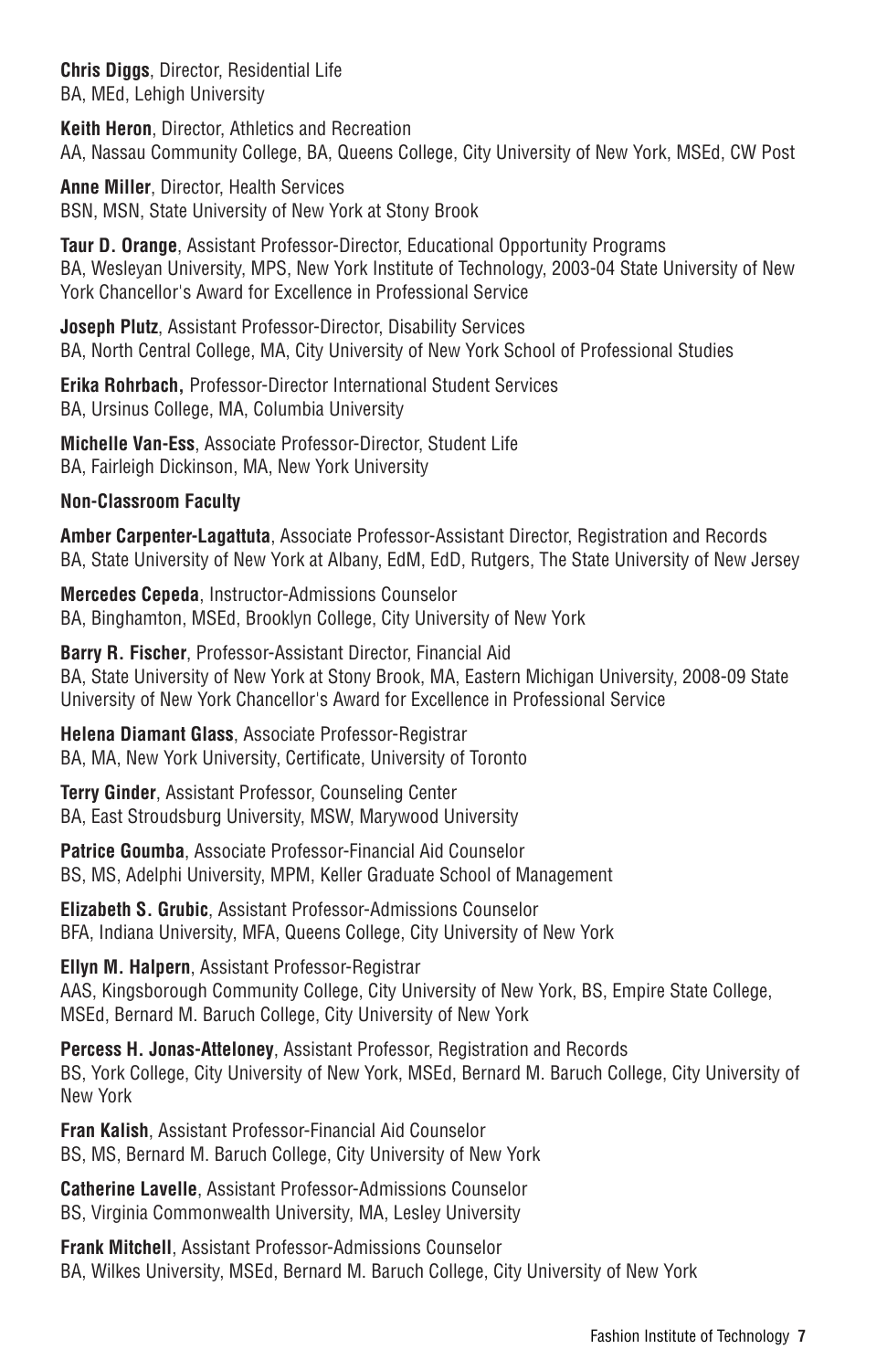**Chris Diggs**, Director, Residential Life
BA, MEd, Lehigh University

**Keith Heron**, Director, Athletics and Recreation
AA, Nassau Community College, BA, Queens College, City University of New York, MSEd, CW Post

**Anne Miller**, Director, Health Services
BSN, MSN, State University of New York at Stony Brook

**Taur D. Orange**, Assistant Professor-Director, Educational Opportunity Programs
BA, Wesleyan University, MPS, New York Institute of Technology, 2003-04 State University of New York Chancellor's Award for Excellence in Professional Service

**Joseph Plutz**, Assistant Professor-Director, Disability Services
BA, North Central College, MA, City University of New York School of Professional Studies

**Erika Rohrbach,** Professor-Director International Student Services
BA, Ursinus College, MA, Columbia University

**Michelle Van-Ess**, Associate Professor-Director, Student Life
BA, Fairleigh Dickinson, MA, New York University

**Non-Classroom Faculty**

**Amber Carpenter-Lagattuta**, Associate Professor-Assistant Director, Registration and Records
BA, State University of New York at Albany, EdM, EdD, Rutgers, The State University of New Jersey

**Mercedes Cepeda**, Instructor-Admissions Counselor
BA, Binghamton, MSEd, Brooklyn College, City University of New York

**Barry R. Fischer**, Professor-Assistant Director, Financial Aid
BA, State University of New York at Stony Brook, MA, Eastern Michigan University, 2008-09 State University of New York Chancellor's Award for Excellence in Professional Service

**Helena Diamant Glass**, Associate Professor-Registrar
BA, MA, New York University, Certificate, University of Toronto

**Terry Ginder**, Assistant Professor, Counseling Center
BA, East Stroudsburg University, MSW, Marywood University

**Patrice Goumba**, Associate Professor-Financial Aid Counselor
BS, MS, Adelphi University, MPM, Keller Graduate School of Management

**Elizabeth S. Grubic**, Assistant Professor-Admissions Counselor
BFA, Indiana University, MFA, Queens College, City University of New York

**Ellyn M. Halpern**, Assistant Professor-Registrar
AAS, Kingsborough Community College, City University of New York, BS, Empire State College, MSEd, Bernard M. Baruch College, City University of New York

**Percess H. Jonas-Atteloney**, Assistant Professor, Registration and Records
BS, York College, City University of New York, MSEd, Bernard M. Baruch College, City University of New York

**Fran Kalish**, Assistant Professor-Financial Aid Counselor
BS, MS, Bernard M. Baruch College, City University of New York

**Catherine Lavelle**, Assistant Professor-Admissions Counselor
BS, Virginia Commonwealth University, MA, Lesley University

**Frank Mitchell**, Assistant Professor-Admissions Counselor
BA, Wilkes University, MSEd, Bernard M. Baruch College, City University of New York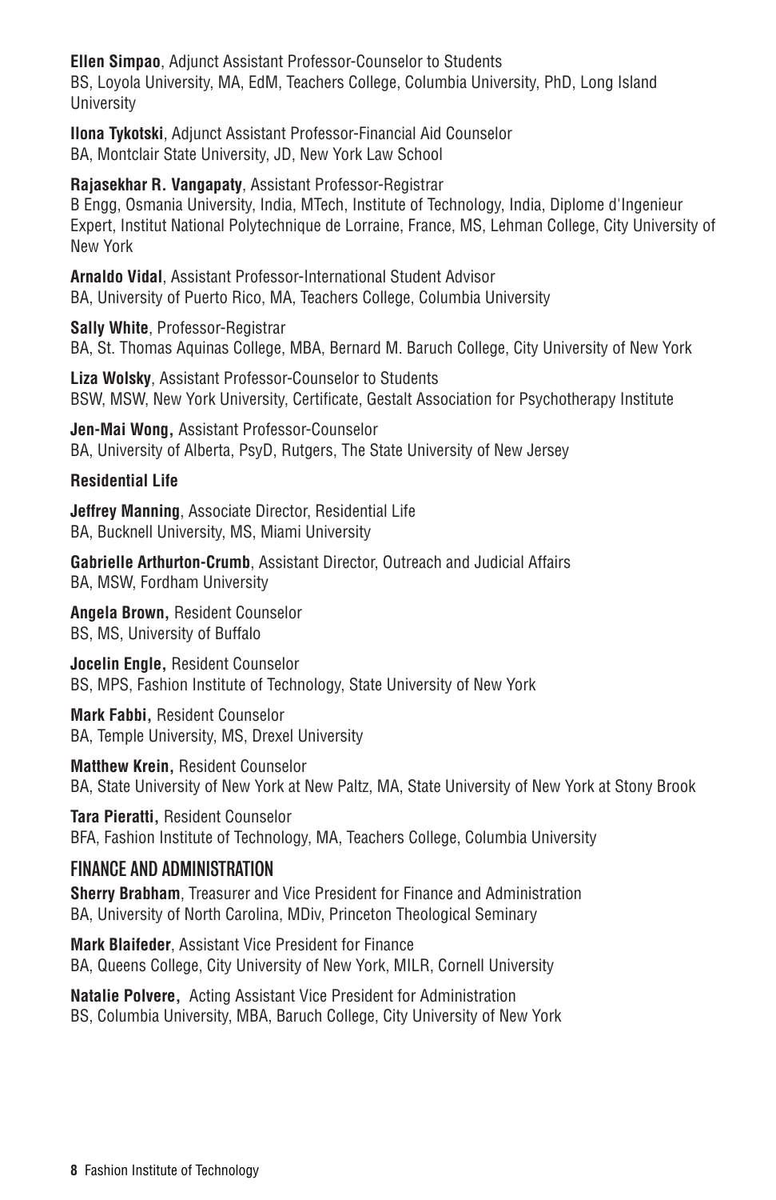**Ellen Simpao**, Adjunct Assistant Professor-Counselor to Students
BS, Loyola University, MA, EdM, Teachers College, Columbia University, PhD, Long Island University

**Ilona Tykotski**, Adjunct Assistant Professor-Financial Aid Counselor
BA, Montclair State University, JD, New York Law School

**Rajasekhar R. Vangapaty**, Assistant Professor-Registrar
B Engg, Osmania University, India, MTech, Institute of Technology, India, Diplome d'Ingenieur Expert, Institut National Polytechnique de Lorraine, France, MS, Lehman College, City University of New York

**Arnaldo Vidal**, Assistant Professor-International Student Advisor
BA, University of Puerto Rico, MA, Teachers College, Columbia University

**Sally White**, Professor-Registrar
BA, St. Thomas Aquinas College, MBA, Bernard M. Baruch College, City University of New York

**Liza Wolsky**, Assistant Professor-Counselor to Students
BSW, MSW, New York University, Certificate, Gestalt Association for Psychotherapy Institute

**Jen-Mai Wong,** Assistant Professor-Counselor
BA, University of Alberta, PsyD, Rutgers, The State University of New Jersey

### Residential Life

**Jeffrey Manning**, Associate Director, Residential Life
BA, Bucknell University, MS, Miami University

**Gabrielle Arthurton-Crumb**, Assistant Director, Outreach and Judicial Affairs
BA, MSW, Fordham University

**Angela Brown,** Resident Counselor
BS, MS, University of Buffalo

**Jocelin Engle,** Resident Counselor
BS, MPS, Fashion Institute of Technology, State University of New York

**Mark Fabbi,** Resident Counselor
BA, Temple University, MS, Drexel University

**Matthew Krein,** Resident Counselor
BA, State University of New York at New Paltz, MA, State University of New York at Stony Brook

**Tara Pieratti,** Resident Counselor
BFA, Fashion Institute of Technology, MA, Teachers College, Columbia University

## FINANCE AND ADMINISTRATION

**Sherry Brabham**, Treasurer and Vice President for Finance and Administration
BA, University of North Carolina, MDiv, Princeton Theological Seminary

**Mark Blaifeder**, Assistant Vice President for Finance
BA, Queens College, City University of New York, MILR, Cornell University

**Natalie Polvere,** Acting Assistant Vice President for Administration
BS, Columbia University, MBA, Baruch College, City University of New York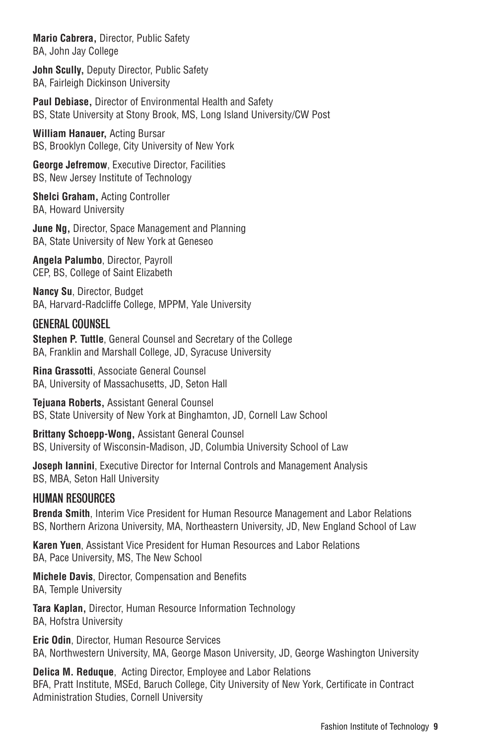**Mario Cabrera,** Director, Public Safety
BA, John Jay College

**John Scully,** Deputy Director, Public Safety
BA, Fairleigh Dickinson University

**Paul Debiase,** Director of Environmental Health and Safety
BS, State University at Stony Brook, MS, Long Island University/CW Post

**William Hanauer,** Acting Bursar
BS, Brooklyn College, City University of New York

**George Jefremow**, Executive Director, Facilities
BS, New Jersey Institute of Technology

**Shelci Graham,** Acting Controller
BA, Howard University

**June Ng,** Director, Space Management and Planning
BA, State University of New York at Geneseo

**Angela Palumbo**, Director, Payroll
CEP, BS, College of Saint Elizabeth

**Nancy Su**, Director, Budget
BA, Harvard-Radcliffe College, MPPM, Yale University

## GENERAL COUNSEL

**Stephen P. Tuttle**, General Counsel and Secretary of the College
BA, Franklin and Marshall College, JD, Syracuse University

**Rina Grassotti**, Associate General Counsel
BA, University of Massachusetts, JD, Seton Hall

**Tejuana Roberts,** Assistant General Counsel
BS, State University of New York at Binghamton, JD, Cornell Law School

**Brittany Schoepp-Wong,** Assistant General Counsel
BS, University of Wisconsin-Madison, JD, Columbia University School of Law

**Joseph Iannini**, Executive Director for Internal Controls and Management Analysis
BS, MBA, Seton Hall University

## HUMAN RESOURCES

**Brenda Smith**, Interim Vice President for Human Resource Management and Labor Relations
BS, Northern Arizona University, MA, Northeastern University, JD, New England School of Law

**Karen Yuen**, Assistant Vice President for Human Resources and Labor Relations
BA, Pace University, MS, The New School

**Michele Davis**, Director, Compensation and Benefits
BA, Temple University

**Tara Kaplan,** Director, Human Resource Information Technology
BA, Hofstra University

**Eric Odin**, Director, Human Resource Services
BA, Northwestern University, MA, George Mason University, JD, George Washington University

**Delica M. Reduque**, Acting Director, Employee and Labor Relations
BFA, Pratt Institute, MSEd, Baruch College, City University of New York, Certificate in Contract Administration Studies, Cornell University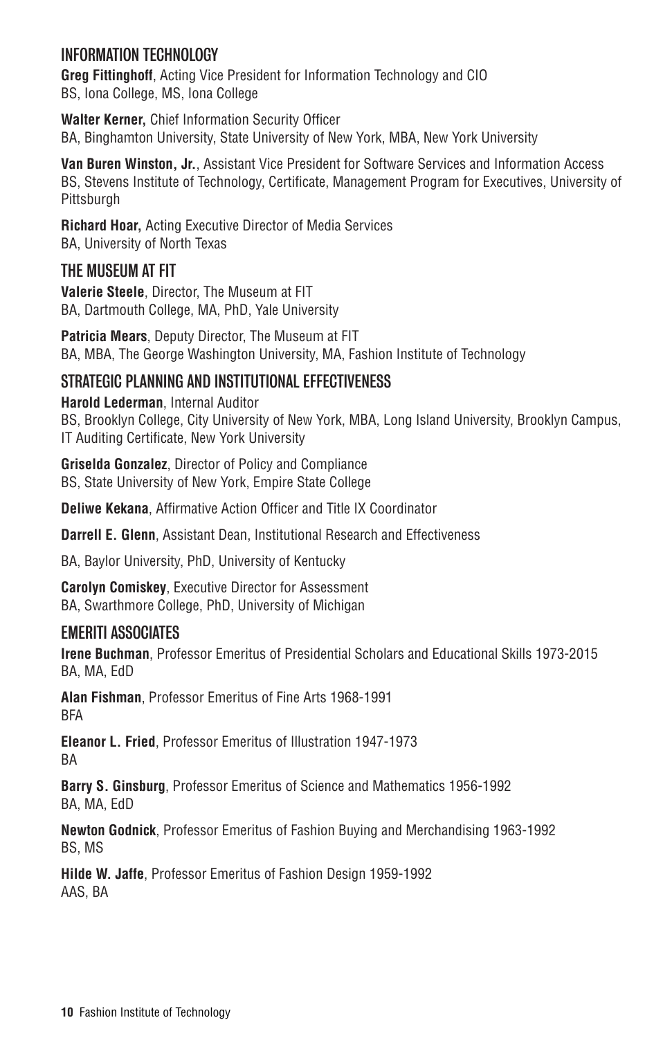## INFORMATION TECHNOLOGY

**Greg Fittinghoff**, Acting Vice President for Information Technology and CIO
BS, Iona College, MS, Iona College

**Walter Kerner,** Chief Information Security Officer
BA, Binghamton University, State University of New York, MBA, New York University

**Van Buren Winston, Jr.**, Assistant Vice President for Software Services and Information Access
BS, Stevens Institute of Technology, Certificate, Management Program for Executives, University of Pittsburgh

**Richard Hoar,** Acting Executive Director of Media Services
BA, University of North Texas

## THE MUSEUM AT FIT

**Valerie Steele**, Director, The Museum at FIT
BA, Dartmouth College, MA, PhD, Yale University

**Patricia Mears**, Deputy Director, The Museum at FIT
BA, MBA, The George Washington University, MA, Fashion Institute of Technology

## STRATEGIC PLANNING AND INSTITUTIONAL EFFECTIVENESS

**Harold Lederman**, Internal Auditor
BS, Brooklyn College, City University of New York, MBA, Long Island University, Brooklyn Campus, IT Auditing Certificate, New York University

**Griselda Gonzalez**, Director of Policy and Compliance
BS, State University of New York, Empire State College

**Deliwe Kekana**, Affirmative Action Officer and Title IX Coordinator

**Darrell E. Glenn**, Assistant Dean, Institutional Research and Effectiveness

BA, Baylor University, PhD, University of Kentucky

**Carolyn Comiskey**, Executive Director for Assessment
BA, Swarthmore College, PhD, University of Michigan

## EMERITI ASSOCIATES

**Irene Buchman**, Professor Emeritus of Presidential Scholars and Educational Skills 1973-2015
BA, MA, EdD

**Alan Fishman**, Professor Emeritus of Fine Arts 1968-1991
BFA

**Eleanor L. Fried**, Professor Emeritus of Illustration 1947-1973
BA

**Barry S. Ginsburg**, Professor Emeritus of Science and Mathematics 1956-1992
BA, MA, EdD

**Newton Godnick**, Professor Emeritus of Fashion Buying and Merchandising 1963-1992
BS, MS

**Hilde W. Jaffe**, Professor Emeritus of Fashion Design 1959-1992
AAS, BA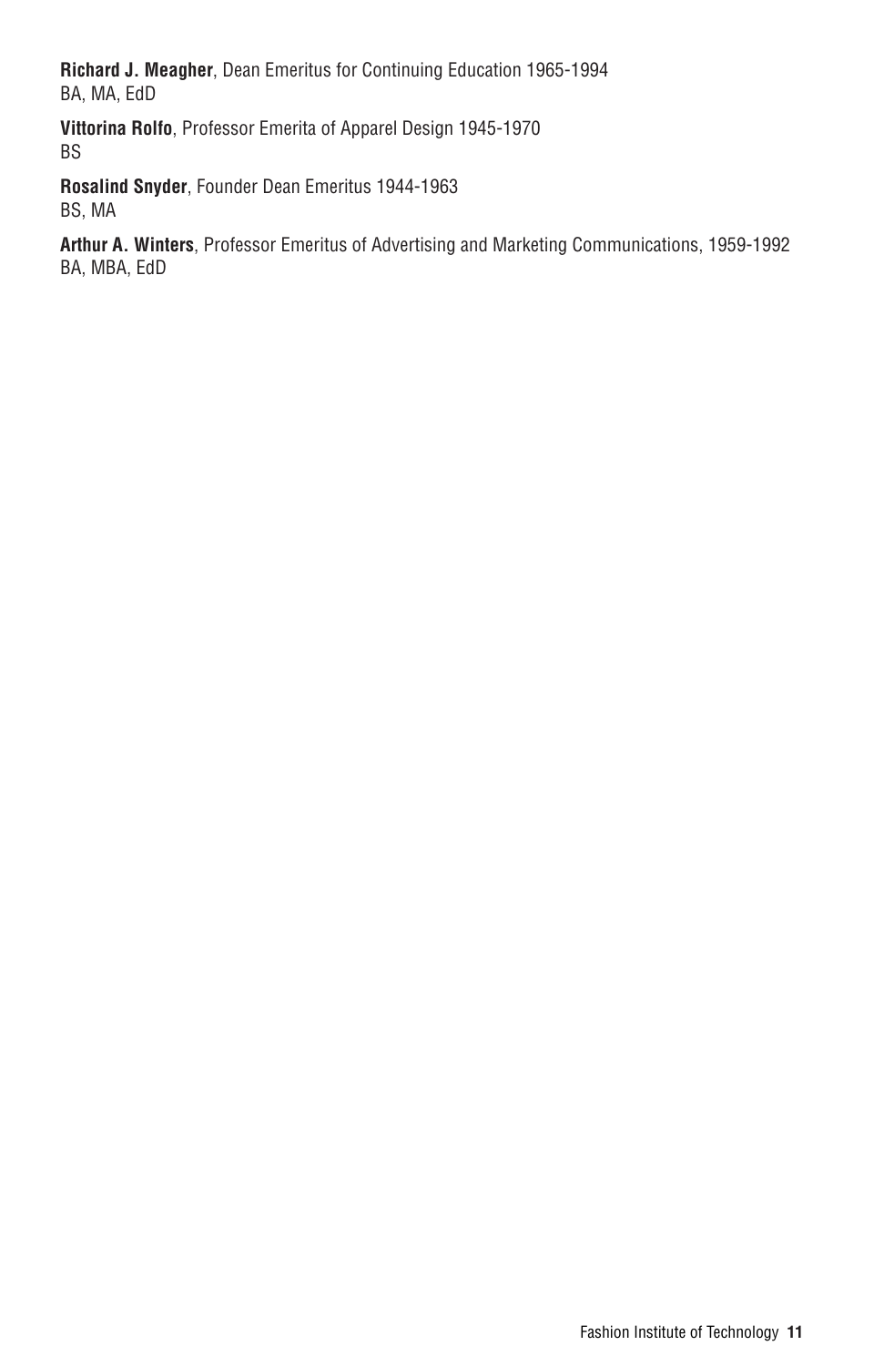**Richard J. Meagher**, Dean Emeritus for Continuing Education 1965-1994
BA, MA, EdD

**Vittorina Rolfo**, Professor Emerita of Apparel Design 1945-1970
BS

**Rosalind Snyder**, Founder Dean Emeritus 1944-1963
BS, MA

**Arthur A. Winters**, Professor Emeritus of Advertising and Marketing Communications, 1959-1992
BA, MBA, EdD